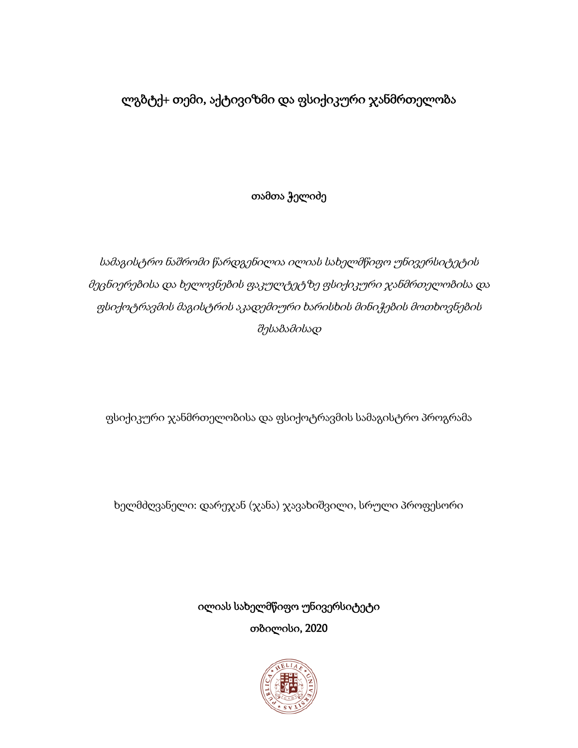# ლგბტქ+ თემი, აქტივიზმი და ფსიქიკური ჯანმრთელობა

თამთა ჭელიძე

*სამაგისტრო ნაშრომი წარდგენილია ილიას სახელმწიფო უნივერსიტეტის მეცნიერებისა და ხელოვნების ფაკულტეტზე ფსიქიკური ჯანმრთელობისა და ფსიქოტრავმის მაგისტრის აკადემიური ხარისხის მინიჭების მოთხოვნების შესაბამისად*

ფსიქიკური ჯანმრთელობისა და ფსიქოტრავმის სამაგისტრო პროგრამა

ხელმძღვანელი: დარეჯან (ჯანა) ჯავახიშვილი, სრული პროფესორი

ილიას სახელმწიფო უნივერსიტეტი

თბილისი, 2020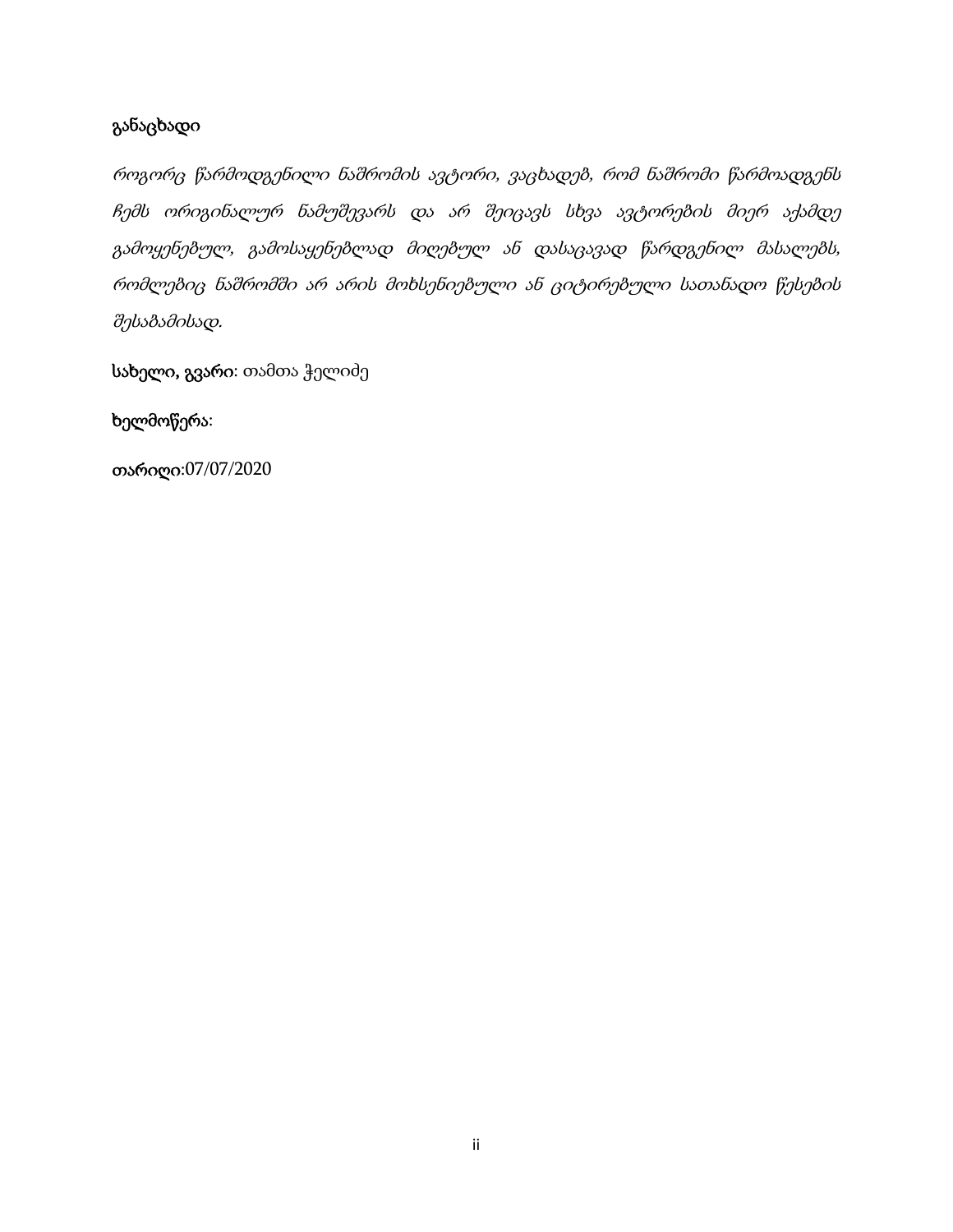**განაცხადი**

*როგორც წარმოდგენილი ნაშრომის ავტორი, ვაცხადებ, რომ ნაშრომი წარმოადგენს ჩემს ორიგინალურ ნამუშევარს და არ შეიცავს სხვა ავტორების მიერ აქამდე გამოყენებულ, გამოსაყენებლად მიღებულ ან დასაცავად წარდგენილ მასალებს, რომლებიც ნაშრომში არ არის მოხსენიებული ან ციტირებული სათანადო წესების შესაბამისად.*

**სახელი, გვარი**: თამთა ჭელიძე

**ხელმოწერა**:

**თარიღი**:07/07/2020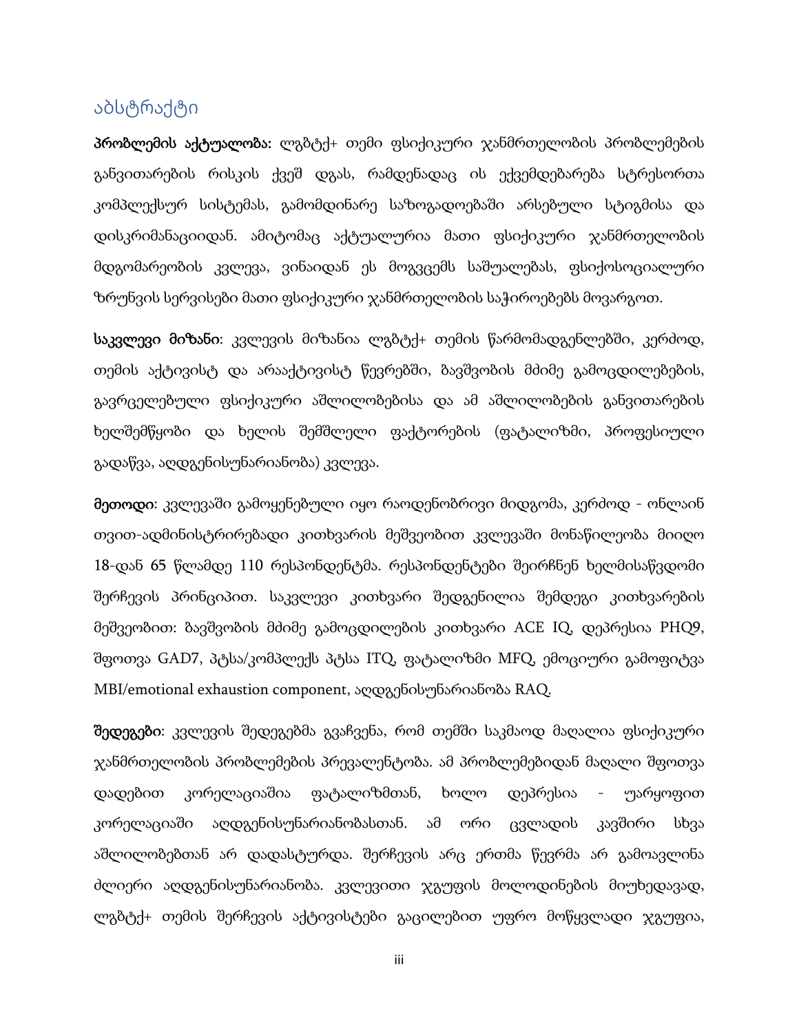## აბსტრაქტი

**პრობლემის აქტუალობა:** ლგბტქ+ თემი ფსიქიკური ჯანმრთელობის პრობლემების განვითარების რისკის ქვეშ დგას, რამდენადაც ის ექვემდებარება სტრესორთა კომპლექსურ სისტემას, გამომდინარე საზოგადოებაში არსებული სტიგმისა და დისკრიმანაციიდან. ამიტომაც აქტუალურია მათი ფსიქიკური ჯანმრთელობის მდგომარეობის კვლევა, ვინაიდან ეს მოგვცემს საშუალებას, ფსიქოსოციალური ზრუნვის სერვისები მათი ფსიქიკური ჯანმრთელობის საჭიროებებს მოვარგოთ.

**საკვლევი მიზანი**: კვლევის მიზანია ლგბტქ+ თემის წარმომადგენლებში, კერძოდ, თემის აქტივისტ და არააქტივისტ წევრებში, ბავშვობის მძიმე გამოცდილებების, გავრცელებული ფსიქიკური აშლილობებისა და ამ აშლილობების განვითარების ხელშემწყობი და ხელის შემშლელი ფაქტორების (ფატალიზმი, პროფესიული გადაწვა, აღდგენისუნარიანობა) კვლევა.

**მეთოდი**: კვლევაში გამოყენებული იყო რაოდენობრივი მიდგომა, კერძოდ - ონლაინ თვით-ადმინისტრირებადი კითხვარის მეშვეობით კვლევაში მონაწილეობა მიიღო 18-დან 65 წლამდე 110 რესპონდენტმა. რესპონდენტები შეირჩნენ ხელმისაწვდომი შერჩევის პრინციპით. საკვლევი კითხვარი შედგენილია შემდეგი კითხვარების მეშვეობით: ბავშვობის მძიმე გამოცდილების კითხვარი ACE IQ, დეპრესია PHQ9, შფოთვა GAD7, პტსა/კომპლექს პტსა ITQ, ფატალიზმი MFQ, ემოციური გამოფიტვა MBI/emotional exhaustion component, აღდგენისუნარიანობა RAQ.

**შედეგები**: კვლევის შედეგებმა გვაჩვენა, რომ თემში საკმაოდ მაღალია ფსიქიკური ჯანმრთელობის პრობლემების პრევალენტობა. ამ პრობლემებიდან მაღალი შფოთვა დადებით კორელაციაშია ფატალიზმთან, ხოლო დეპრესია - უარყოფით კორელაციაში აღდგენისუნარიანობასთან. ამ ორი ცვლადის კავშირი სხვა აშლილობებთან არ დადასტურდა. შერჩევის არც ერთმა წევრმა არ გამოავლინა ძლიერი აღდგენისუნარიანობა. კვლევითი ჯგუფის მოლოდინების მიუხედავად, ლგბტქ+ თემის შერჩევის აქტივისტები გაცილებით უფრო მოწყვლადი ჯგუფია,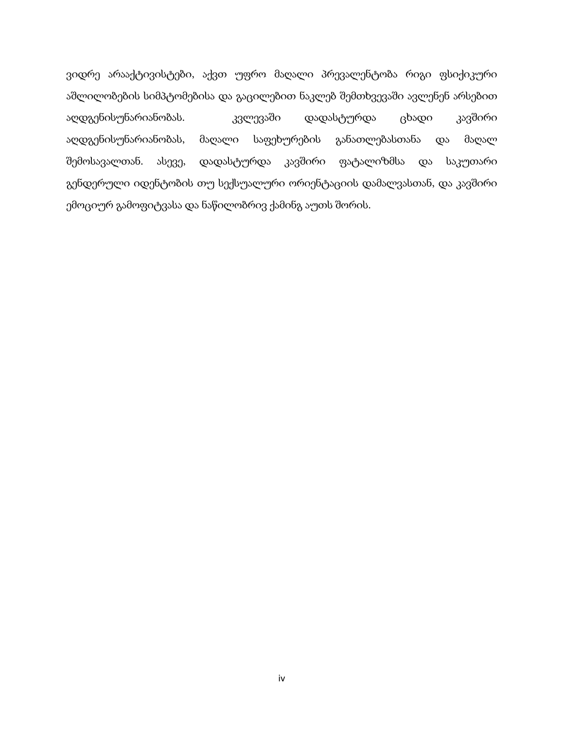ვიდრე არააქტივისტები, აქვთ უფრო მაღალი პრევალენტობა რიგი ფსიქიკური აშლილობების სიმპტომებისა და გაცილებით ნაკლებ შემთხვევაში ავლენენ არსებით აღდგენისუნარიანობას. კვლევაში დადასტურდა ცხადი კავშირი აღდგენისუნარიანობას, მაღალი საფეხურების განათლებასთანა და მაღალ შემოსავალთან. ასევე, დადასტურდა კავშირი ფატალიზმსა და საკუთარი გენდერული იდენტობის თუ სექსუალური ორიენტაციის დამალვასთან, და კავშირი ემოციურ გამოფიტვასა და ნაწილობრივ ქამინგ აუთს შორის.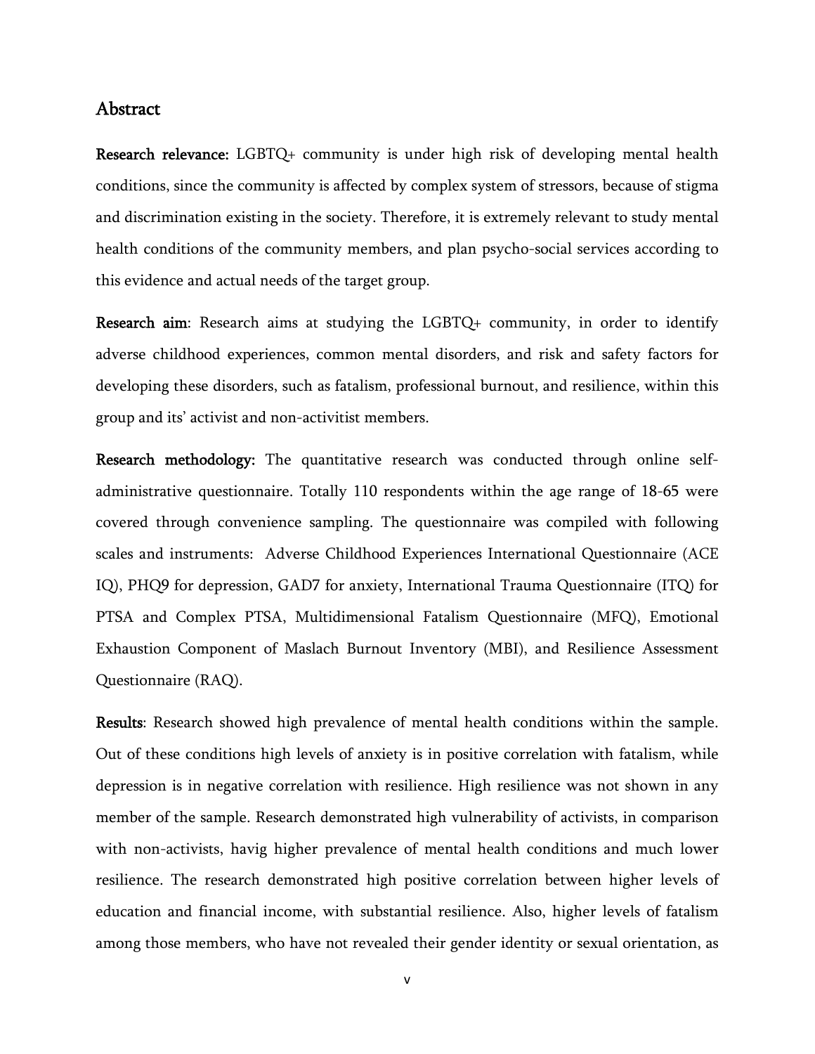## Abstract

**Research relevance:** LGBTQ+ community is under high risk of developing mental health conditions, since the community is affected by complex system of stressors, because of stigma and discrimination existing in the society. Therefore, it is extremely relevant to study mental health conditions of the community members, and plan psycho-social services according to this evidence and actual needs of the target group.

**Research aim**: Research aims at studying the LGBTQ+ community, in order to identify adverse childhood experiences, common mental disorders, and risk and safety factors for developing these disorders, such as fatalism, professional burnout, and resilience, within this group and its' activist and non-activitist members.

**Research methodology:** The quantitative research was conducted through online self-administrative questionnaire. Totally 110 respondents within the age range of 18-65 were covered through convenience sampling. The questionnaire was compiled with following scales and instruments: Adverse Childhood Experiences International Questionnaire (ACE IQ), PHQ9 for depression, GAD7 for anxiety, International Trauma Questionnaire (ITQ) for PTSA and Complex PTSA, Multidimensional Fatalism Questionnaire (MFQ), Emotional Exhaustion Component of Maslach Burnout Inventory (MBI), and Resilience Assessment Questionnaire (RAQ).

**Results**: Research showed high prevalence of mental health conditions within the sample. Out of these conditions high levels of anxiety is in positive correlation with fatalism, while depression is in negative correlation with resilience. High resilience was not shown in any member of the sample. Research demonstrated high vulnerability of activists, in comparison with non-activists, havig higher prevalence of mental health conditions and much lower resilience. The research demonstrated high positive correlation between higher levels of education and financial income, with substantial resilience. Also, higher levels of fatalism among those members, who have not revealed their gender identity or sexual orientation, as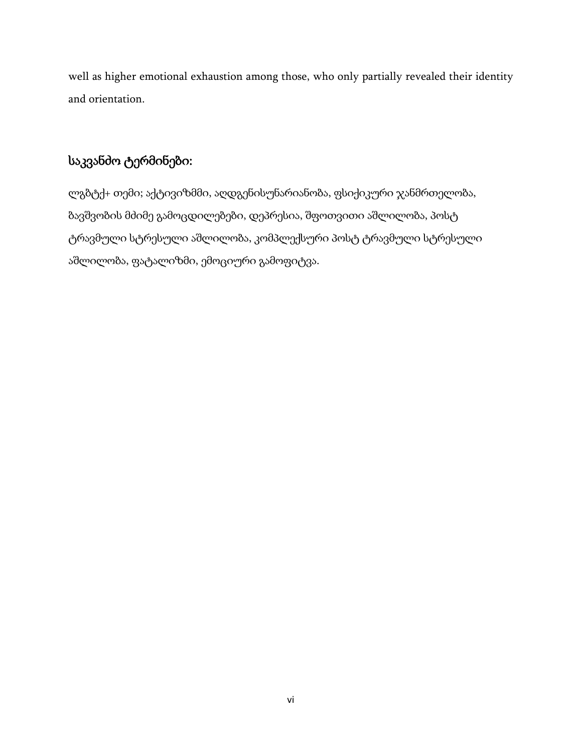well as higher emotional exhaustion among those, who only partially revealed their identity and orientation.

## საკვანძო ტერმინები:

ლგბტქ+ თემი; აქტივიზმი, აღდგენისუნარიანობა, ფსიქიკური ჯანმრთელობა, ბავშვობის მძიმე გამოცდილებები, დეპრესია, შფოთვითი აშლილობა, პოსტ ტრავმული სტრესული აშლილობა, კომპლექსური პოსტ ტრავმული სტრესული აშლილობა, ფატალიზმი, ემოციური გამოფიტვა.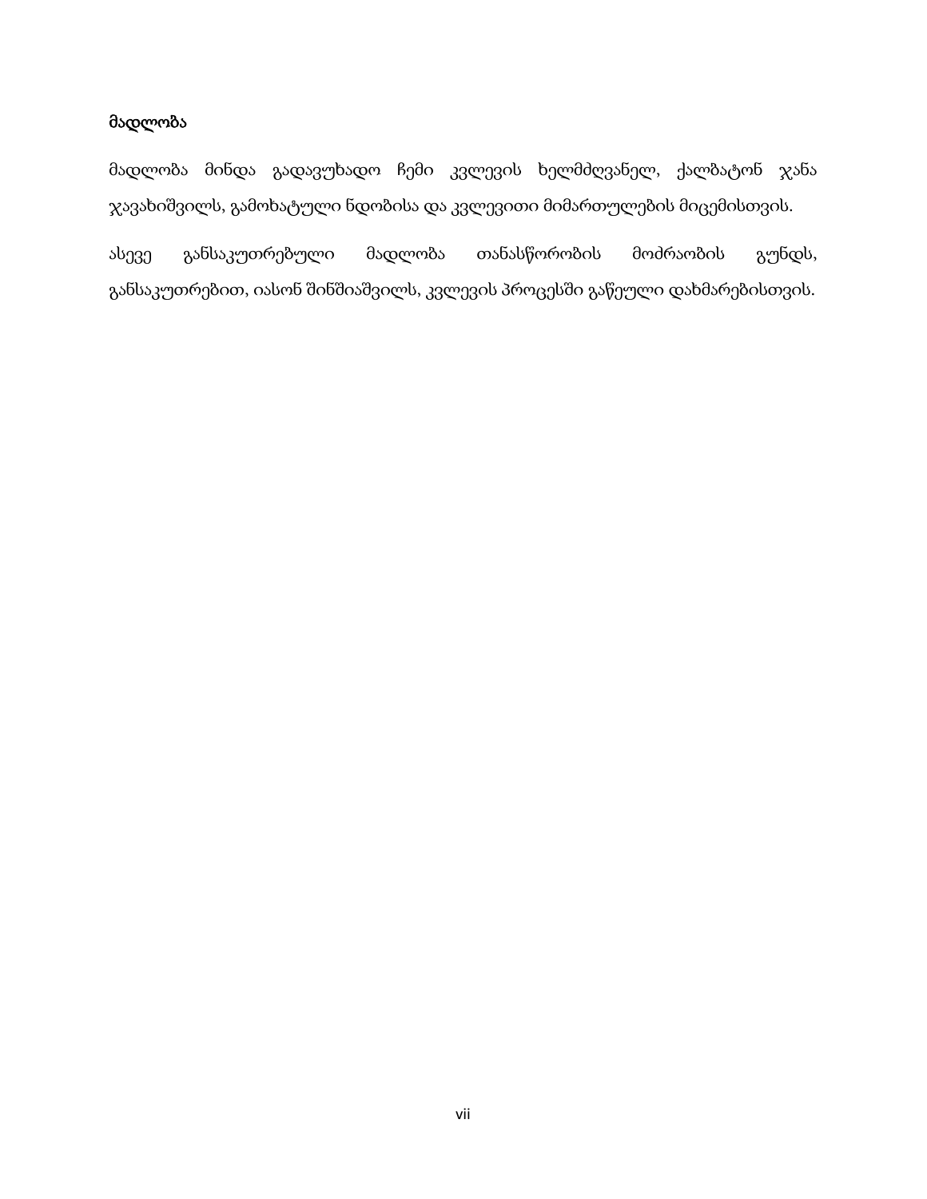## მადლობა

მადლობა მინდა გადავუხადო ჩემი კვლევის ხელმძღვანელ, ქალბატონ ჯანა ჯავახიშვილს, გამოხატული ნდობისა და კვლევითი მიმართულების მიცემისთვის.

ასევე განსაკუთრებული მადლობა თანასწორობის მოძრაობის გუნდს, განსაკუთრებით, იასონ შინშიაშვილს, კვლევის პროცესში გაწეული დახმარებისთვის.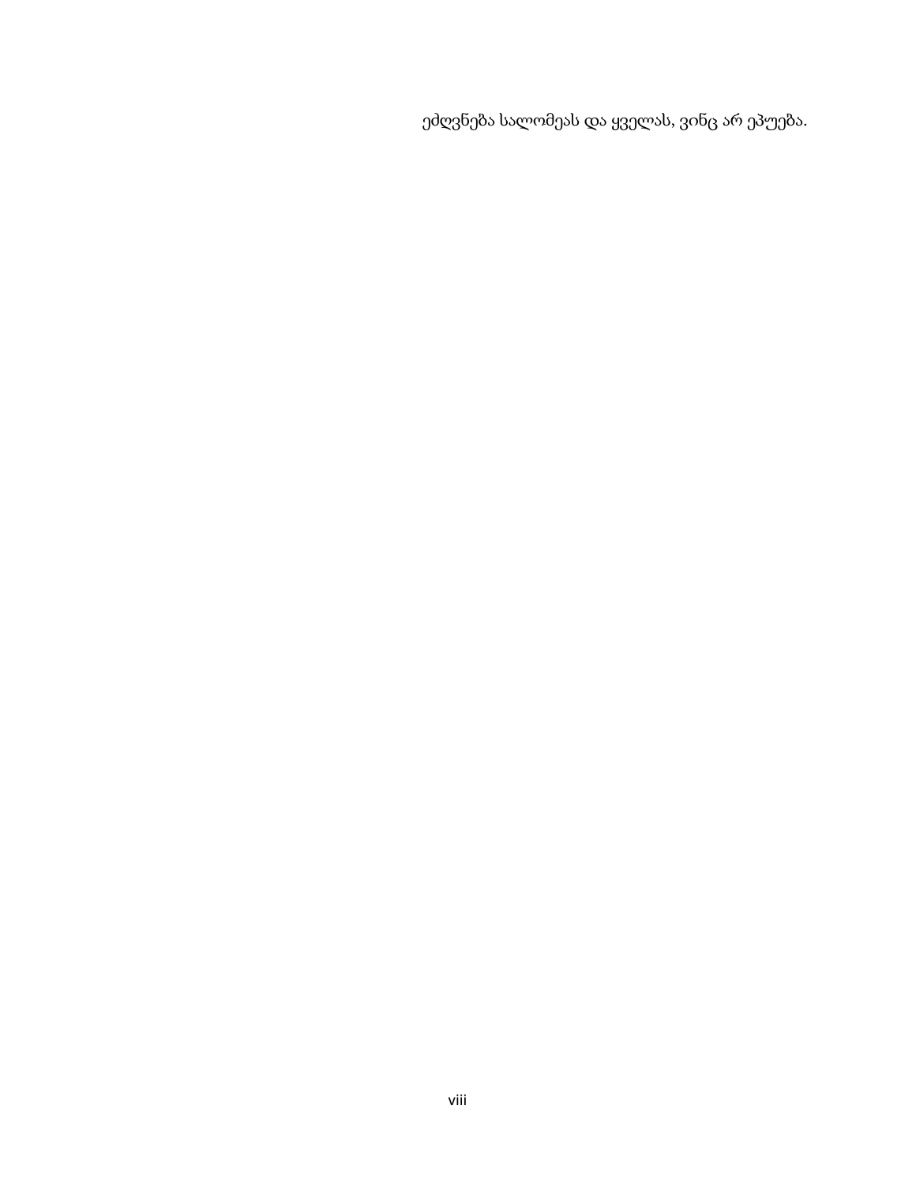ეძღვნება სალომეას და ყველას, ვინც არ ეპუება.